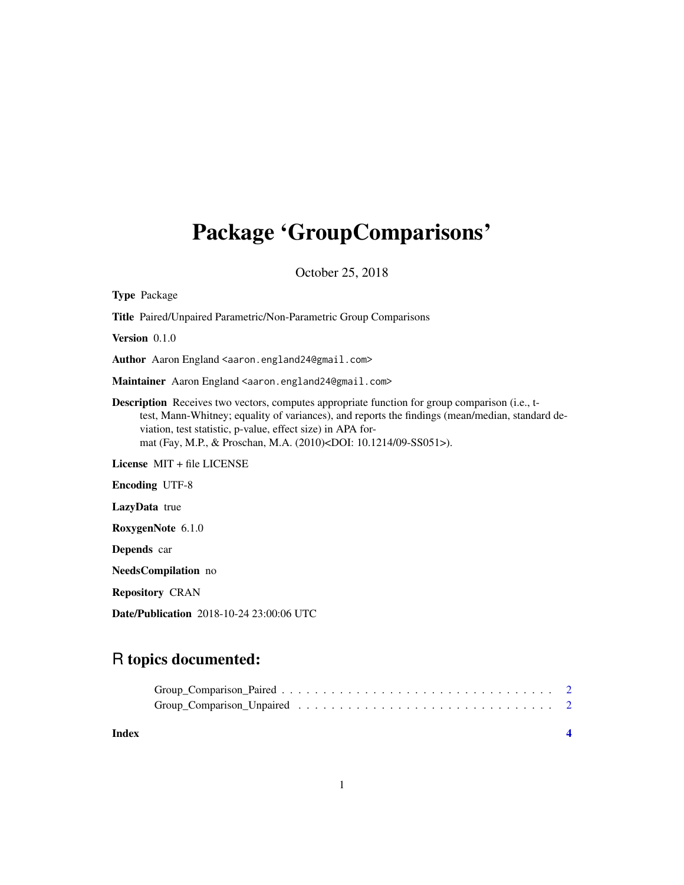# Package 'GroupComparisons'

October 25, 2018

**Type** Package

**Title** Paired/Unpaired Parametric/Non-Parametric Group Comparisons

**Version** 0.1.0

**Author** Aaron England <aaron.england24@gmail.com>

**Maintainer** Aaron England <aaron.england24@gmail.com>

**Description** Receives two vectors, computes appropriate function for group comparison (i.e., t-test, Mann-Whitney; equality of variances), and reports the findings (mean/median, standard deviation, test statistic, p-value, effect size) in APA format (Fay, M.P., & Proschan, M.A. (2010)<DOI: 10.1214/09-SS051>).

**License** MIT + file LICENSE

**Encoding** UTF-8

**LazyData** true

**RoxygenNote** 6.1.0

**Depends** car

**NeedsCompilation** no

**Repository** CRAN

**Date/Publication** 2018-10-24 23:00:06 UTC

## R topics documented:

Group_Comparison_Paired . . . . . . . . . . . . . . . . . . . . . . . . . . . . . . . . 2
Group_Comparison_Unpaired . . . . . . . . . . . . . . . . . . . . . . . . . . . . . . 2

**Index** **4**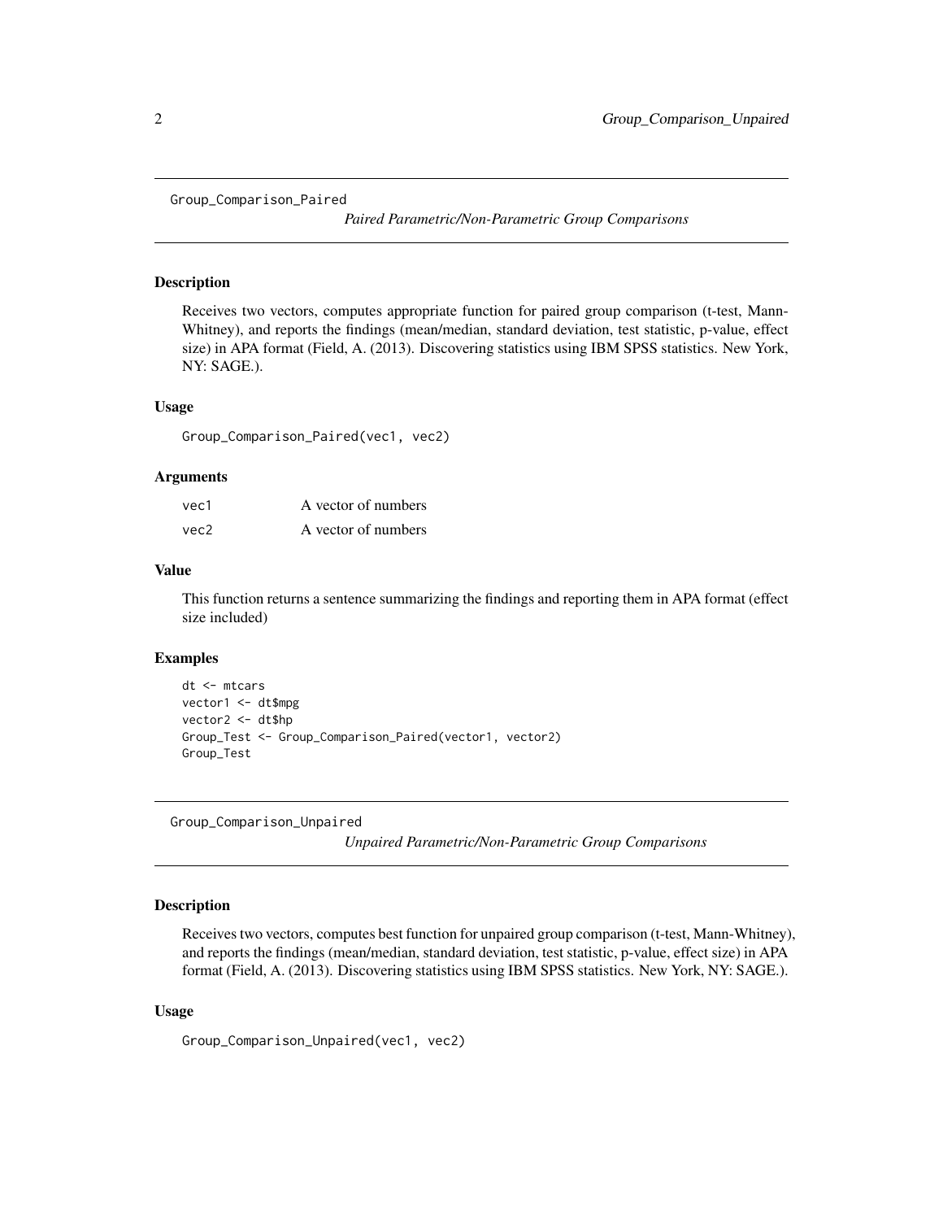## Group_Comparison_Paired

*Paired Parametric/Non-Parametric Group Comparisons*

### Description

Receives two vectors, computes appropriate function for paired group comparison (t-test, Mann-Whitney), and reports the findings (mean/median, standard deviation, test statistic, p-value, effect size) in APA format (Field, A. (2013). Discovering statistics using IBM SPSS statistics. New York, NY: SAGE.).

### Usage

```
Group_Comparison_Paired(vec1, vec2)
```

### Arguments

| | |
|---|---|
| vec1 | A vector of numbers |
| vec2 | A vector of numbers |

### Value

This function returns a sentence summarizing the findings and reporting them in APA format (effect size included)

### Examples

```
dt <- mtcars
vector1 <- dt$mpg
vector2 <- dt$hp
Group_Test <- Group_Comparison_Paired(vector1, vector2)
Group_Test
```

## Group_Comparison_Unpaired

*Unpaired Parametric/Non-Parametric Group Comparisons*

### Description

Receives two vectors, computes best function for unpaired group comparison (t-test, Mann-Whitney), and reports the findings (mean/median, standard deviation, test statistic, p-value, effect size) in APA format (Field, A. (2013). Discovering statistics using IBM SPSS statistics. New York, NY: SAGE.).

### Usage

```
Group_Comparison_Unpaired(vec1, vec2)
```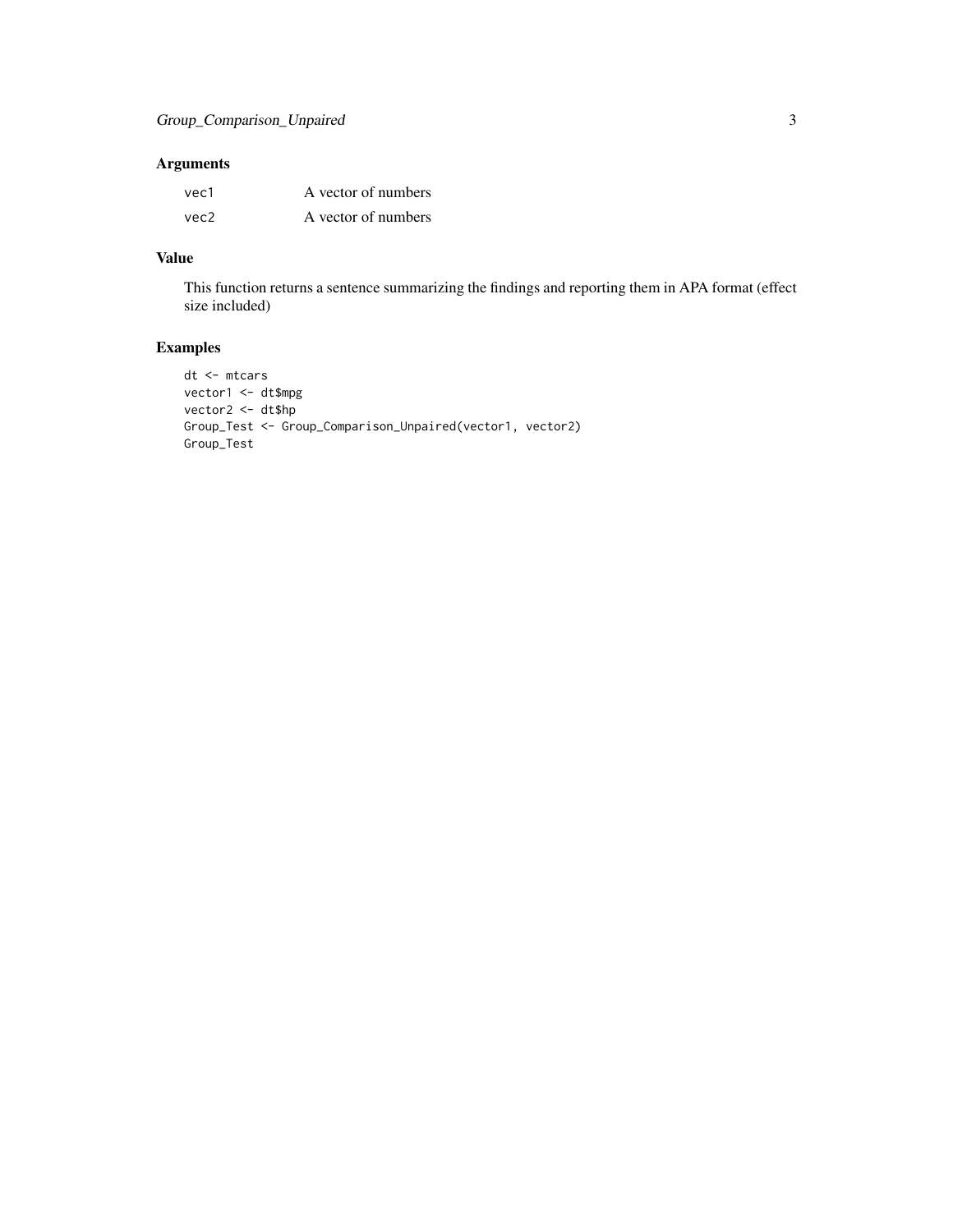## Arguments

| | |
|---|---|
| vec1 | A vector of numbers |
| vec2 | A vector of numbers |

## Value

This function returns a sentence summarizing the findings and reporting them in APA format (effect size included)

## Examples

```
dt <- mtcars
vector1 <- dt$mpg
vector2 <- dt$hp
Group_Test <- Group_Comparison_Unpaired(vector1, vector2)
Group_Test
```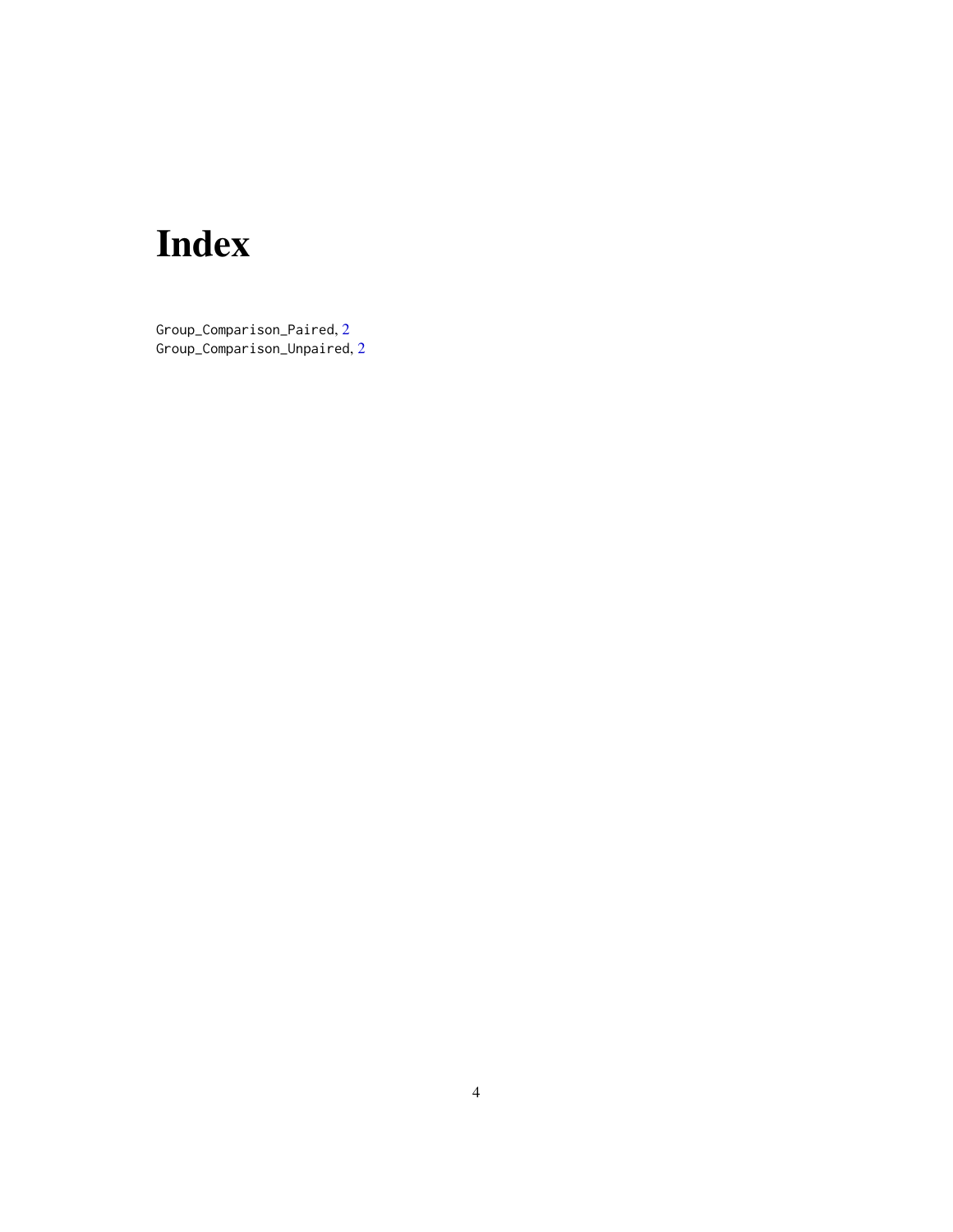# Index

Group_Comparison_Paired, 2
Group_Comparison_Unpaired, 2